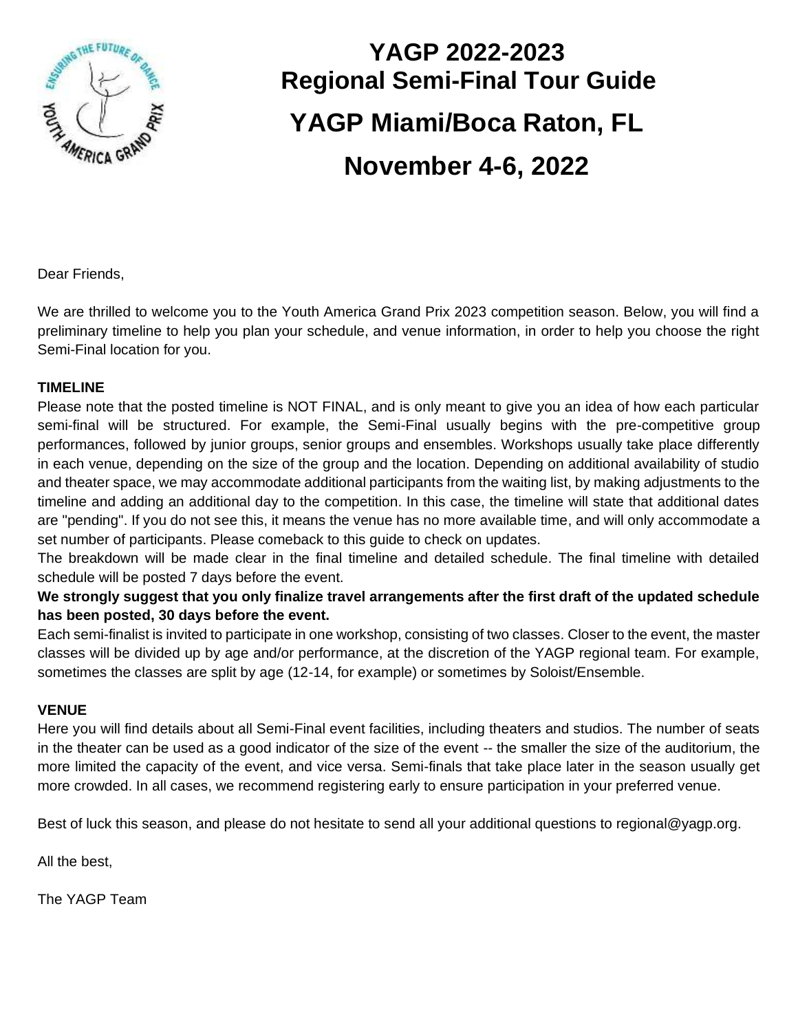# YAGP 2022-2023
# Regional Semi-Final Tour Guide
# YAGP Miami/Boca Raton, FL
# November 4-6, 2022

Dear Friends,

We are thrilled to welcome you to the Youth America Grand Prix 2023 competition season. Below, you will find a preliminary timeline to help you plan your schedule, and venue information, in order to help you choose the right Semi-Final location for you.

**TIMELINE**

Please note that the posted timeline is NOT FINAL, and is only meant to give you an idea of how each particular semi-final will be structured. For example, the Semi-Final usually begins with the pre-competitive group performances, followed by junior groups, senior groups and ensembles. Workshops usually take place differently in each venue, depending on the size of the group and the location. Depending on additional availability of studio and theater space, we may accommodate additional participants from the waiting list, by making adjustments to the timeline and adding an additional day to the competition. In this case, the timeline will state that additional dates are "pending". If you do not see this, it means the venue has no more available time, and will only accommodate a set number of participants. Please comeback to this guide to check on updates.

The breakdown will be made clear in the final timeline and detailed schedule. The final timeline with detailed schedule will be posted 7 days before the event.

**We strongly suggest that you only finalize travel arrangements after the first draft of the updated schedule has been posted, 30 days before the event.**

Each semi-finalist is invited to participate in one workshop, consisting of two classes. Closer to the event, the master classes will be divided up by age and/or performance, at the discretion of the YAGP regional team. For example, sometimes the classes are split by age (12-14, for example) or sometimes by Soloist/Ensemble.

**VENUE**

Here you will find details about all Semi-Final event facilities, including theaters and studios. The number of seats in the theater can be used as a good indicator of the size of the event -- the smaller the size of the auditorium, the more limited the capacity of the event, and vice versa. Semi-finals that take place later in the season usually get more crowded. In all cases, we recommend registering early to ensure participation in your preferred venue.

Best of luck this season, and please do not hesitate to send all your additional questions to regional@yagp.org.

All the best,

The YAGP Team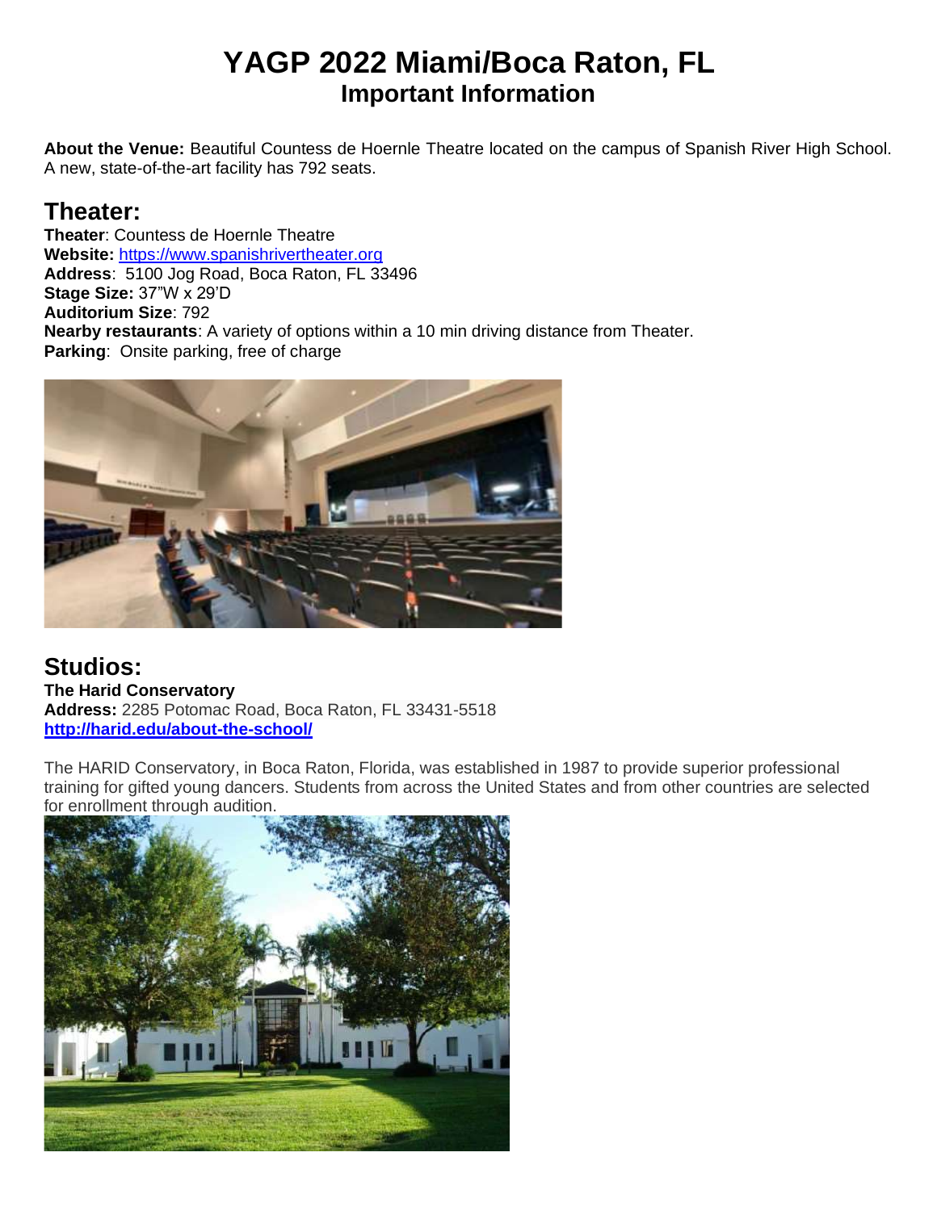# YAGP 2022 Miami/Boca Raton, FL

## Important Information

**About the Venue:** Beautiful Countess de Hoernle Theatre located on the campus of Spanish River High School. A new, state-of-the-art facility has 792 seats.

## Theater:

**Theater**: Countess de Hoernle Theatre
**Website:** https://www.spanishrivertheater.org
**Address**: 5100 Jog Road, Boca Raton, FL 33496
**Stage Size:** 37"W x 29'D
**Auditorium Size**: 792
**Nearby restaurants**: A variety of options within a 10 min driving distance from Theater.
**Parking**: Onsite parking, free of charge

## Studios:

**The Harid Conservatory**
**Address:** 2285 Potomac Road, Boca Raton, FL 33431-5518
**http://harid.edu/about-the-school/**

The HARID Conservatory, in Boca Raton, Florida, was established in 1987 to provide superior professional training for gifted young dancers. Students from across the United States and from other countries are selected for enrollment through audition.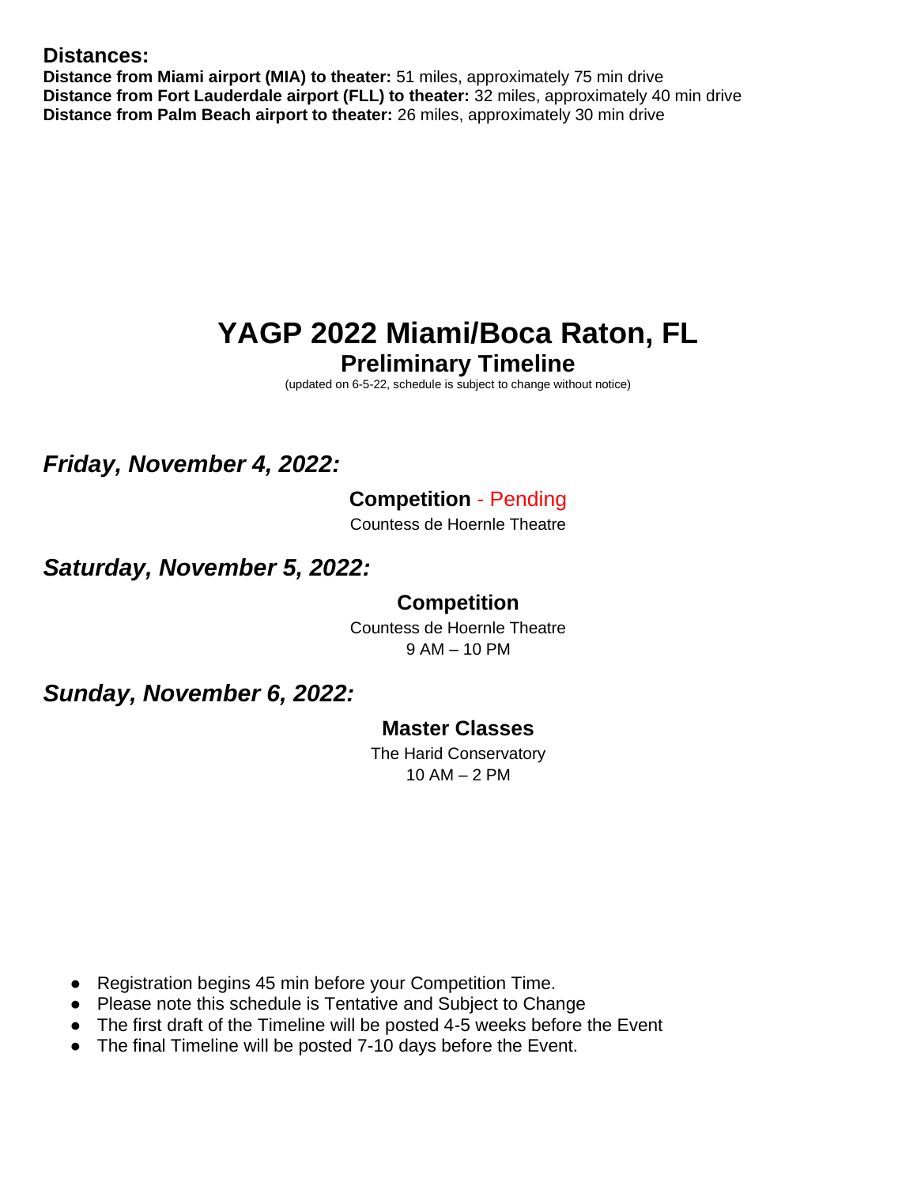**Distances:**

**Distance from Miami airport (MIA) to theater:** 51 miles, approximately 75 min drive
**Distance from Fort Lauderdale airport (FLL) to theater:** 32 miles, approximately 40 min drive
**Distance from Palm Beach airport to theater:** 26 miles, approximately 30 min drive

# YAGP 2022 Miami/Boca Raton, FL

## Preliminary Timeline

(updated on 6-5-22, schedule is subject to change without notice)

### *Friday, November 4, 2022:*

**Competition** - Pending
Countess de Hoernle Theatre

### *Saturday, November 5, 2022:*

**Competition**
Countess de Hoernle Theatre
9 AM – 10 PM

### *Sunday, November 6, 2022:*

**Master Classes**
The Harid Conservatory
10 AM – 2 PM

- Registration begins 45 min before your Competition Time.
- Please note this schedule is Tentative and Subject to Change
- The first draft of the Timeline will be posted 4-5 weeks before the Event
- The final Timeline will be posted 7-10 days before the Event.